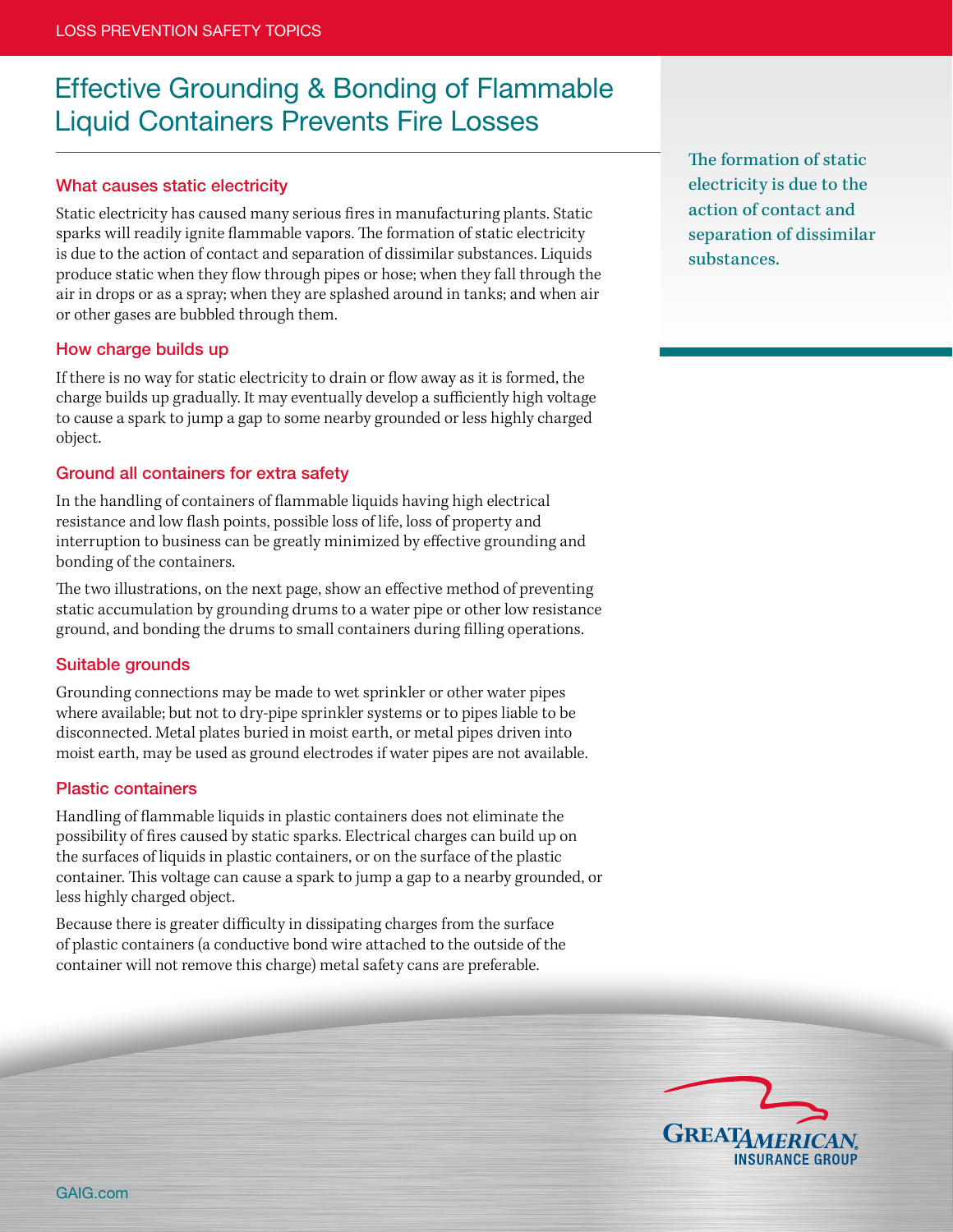# Effective Grounding & Bonding of Flammable Liquid Containers Prevents Fire Losses

## What causes static electricity

Static electricity has caused many serious fires in manufacturing plants. Static sparks will readily ignite flammable vapors. The formation of static electricity is due to the action of contact and separation of dissimilar substances. Liquids produce static when they flow through pipes or hose; when they fall through the air in drops or as a spray; when they are splashed around in tanks; and when air or other gases are bubbled through them.

> The formation of static electricity is due to the action of contact and separation of dissimilar substances.

## How charge builds up

If there is no way for static electricity to drain or flow away as it is formed, the charge builds up gradually. It may eventually develop a sufficiently high voltage to cause a spark to jump a gap to some nearby grounded or less highly charged object.

## Ground all containers for extra safety

In the handling of containers of flammable liquids having high electrical resistance and low flash points, possible loss of life, loss of property and interruption to business can be greatly minimized by effective grounding and bonding of the containers.

The two illustrations, on the next page, show an effective method of preventing static accumulation by grounding drums to a water pipe or other low resistance ground, and bonding the drums to small containers during filling operations.

## Suitable grounds

Grounding connections may be made to wet sprinkler or other water pipes where available; but not to dry-pipe sprinkler systems or to pipes liable to be disconnected. Metal plates buried in moist earth, or metal pipes driven into moist earth, may be used as ground electrodes if water pipes are not available.

## Plastic containers

Handling of flammable liquids in plastic containers does not eliminate the possibility of fires caused by static sparks. Electrical charges can build up on the surfaces of liquids in plastic containers, or on the surface of the plastic container. This voltage can cause a spark to jump a gap to a nearby grounded, or less highly charged object.

Because there is greater difficulty in dissipating charges from the surface of plastic containers (a conductive bond wire attached to the outside of the container will not remove this charge) metal safety cans are preferable.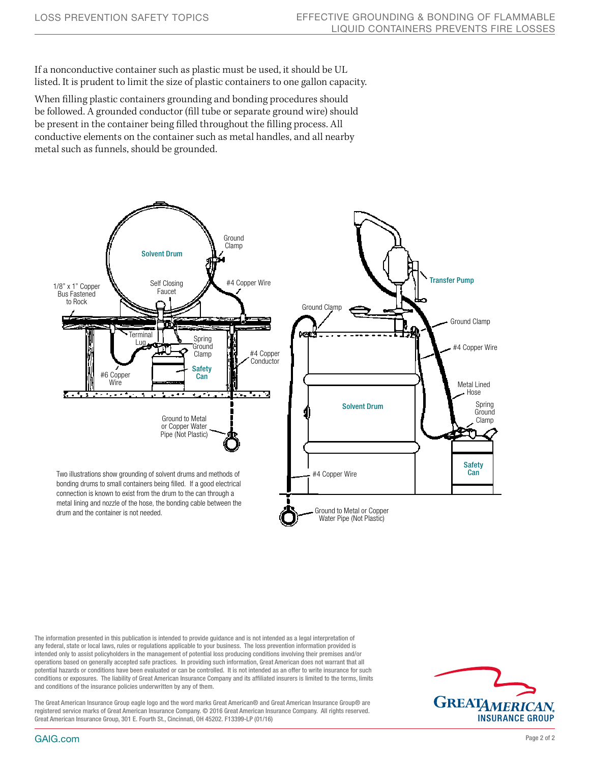If a nonconductive container such as plastic must be used, it should be UL listed. It is prudent to limit the size of plastic containers to one gallon capacity.

When filling plastic containers grounding and bonding procedures should be followed. A grounded conductor (fill tube or separate ground wire) should be present in the container being filled throughout the filling process. All conductive elements on the container such as metal handles, and all nearby metal such as funnels, should be grounded.

Solvent Drum
Ground Clamp
Self Closing Faucet
#4 Copper Wire
1/8" x 1" Copper Bus Fastened to Rock
Terminal Lug
Spring Ground Clamp
#4 Copper Conductor
Safety Can
#6 Copper Wire
Ground to Metal or Copper Water Pipe (Not Plastic)

Transfer Pump
Ground Clamp
Ground Clamp
#4 Copper Wire
Metal Lined Hose
Solvent Drum
Spring Ground Clamp
Safety Can
#4 Copper Wire
Ground to Metal or Copper Water Pipe (Not Plastic)

Two illustrations show grounding of solvent drums and methods of bonding drums to small containers being filled. If a good electrical connection is known to exist from the drum to the can through a metal lining and nozzle of the hose, the bonding cable between the drum and the container is not needed.

The information presented in this publication is intended to provide guidance and is not intended as a legal interpretation of any federal, state or local laws, rules or regulations applicable to your business. The loss prevention information provided is intended only to assist policyholders in the management of potential loss producing conditions involving their premises and/or operations based on generally accepted safe practices. In providing such information, Great American does not warrant that all potential hazards or conditions have been evaluated or can be controlled. It is not intended as an offer to write insurance for such conditions or exposures. The liability of Great American Insurance Company and its affiliated insurers is limited to the terms, limits and conditions of the insurance policies underwritten by any of them.

The Great American Insurance Group eagle logo and the word marks Great American® and Great American Insurance Group® are registered service marks of Great American Insurance Company. © 2016 Great American Insurance Company. All rights reserved. Great American Insurance Group, 301 E. Fourth St., Cincinnati, OH 45202. F13399-LP (01/16)

GAIG.com